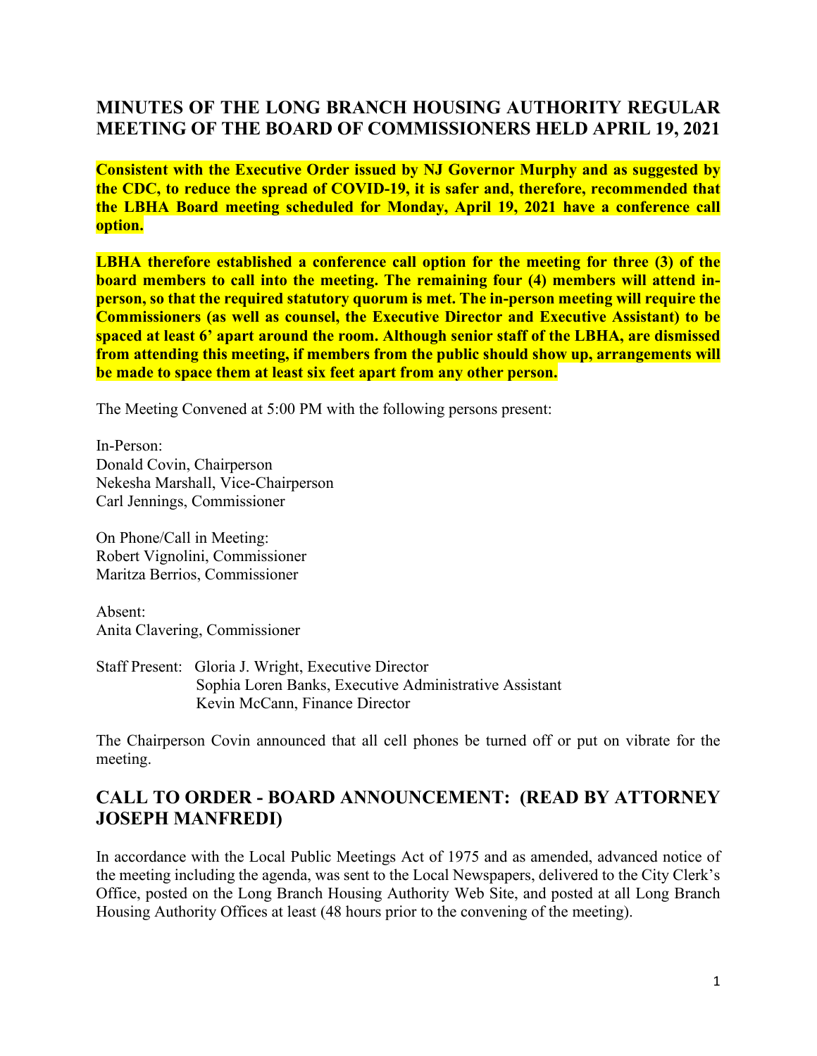# MINUTES OF THE LONG BRANCH HOUSING AUTHORITY REGULAR MEETING OF THE BOARD OF COMMISSIONERS HELD APRIL 19, 2021

**Consistent with the Executive Order issued by NJ Governor Murphy and as suggested by the CDC, to reduce the spread of COVID-19, it is safer and, therefore, recommended that the LBHA Board meeting scheduled for Monday, April 19, 2021 have a conference call option.**

**LBHA therefore established a conference call option for the meeting for three (3) of the board members to call into the meeting. The remaining four (4) members will attend in-person, so that the required statutory quorum is met. The in-person meeting will require the Commissioners (as well as counsel, the Executive Director and Executive Assistant) to be spaced at least 6' apart around the room. Although senior staff of the LBHA, are dismissed from attending this meeting, if members from the public should show up, arrangements will be made to space them at least six feet apart from any other person.**

The Meeting Convened at 5:00 PM with the following persons present:

In-Person:
Donald Covin, Chairperson
Nekesha Marshall, Vice-Chairperson
Carl Jennings, Commissioner

On Phone/Call in Meeting:
Robert Vignolini, Commissioner
Maritza Berrios, Commissioner

Absent:
Anita Clavering, Commissioner

Staff Present: Gloria J. Wright, Executive Director
Sophia Loren Banks, Executive Administrative Assistant
Kevin McCann, Finance Director

The Chairperson Covin announced that all cell phones be turned off or put on vibrate for the meeting.

## CALL TO ORDER - BOARD ANNOUNCEMENT: (READ BY ATTORNEY JOSEPH MANFREDI)

In accordance with the Local Public Meetings Act of 1975 and as amended, advanced notice of the meeting including the agenda, was sent to the Local Newspapers, delivered to the City Clerk's Office, posted on the Long Branch Housing Authority Web Site, and posted at all Long Branch Housing Authority Offices at least (48 hours prior to the convening of the meeting).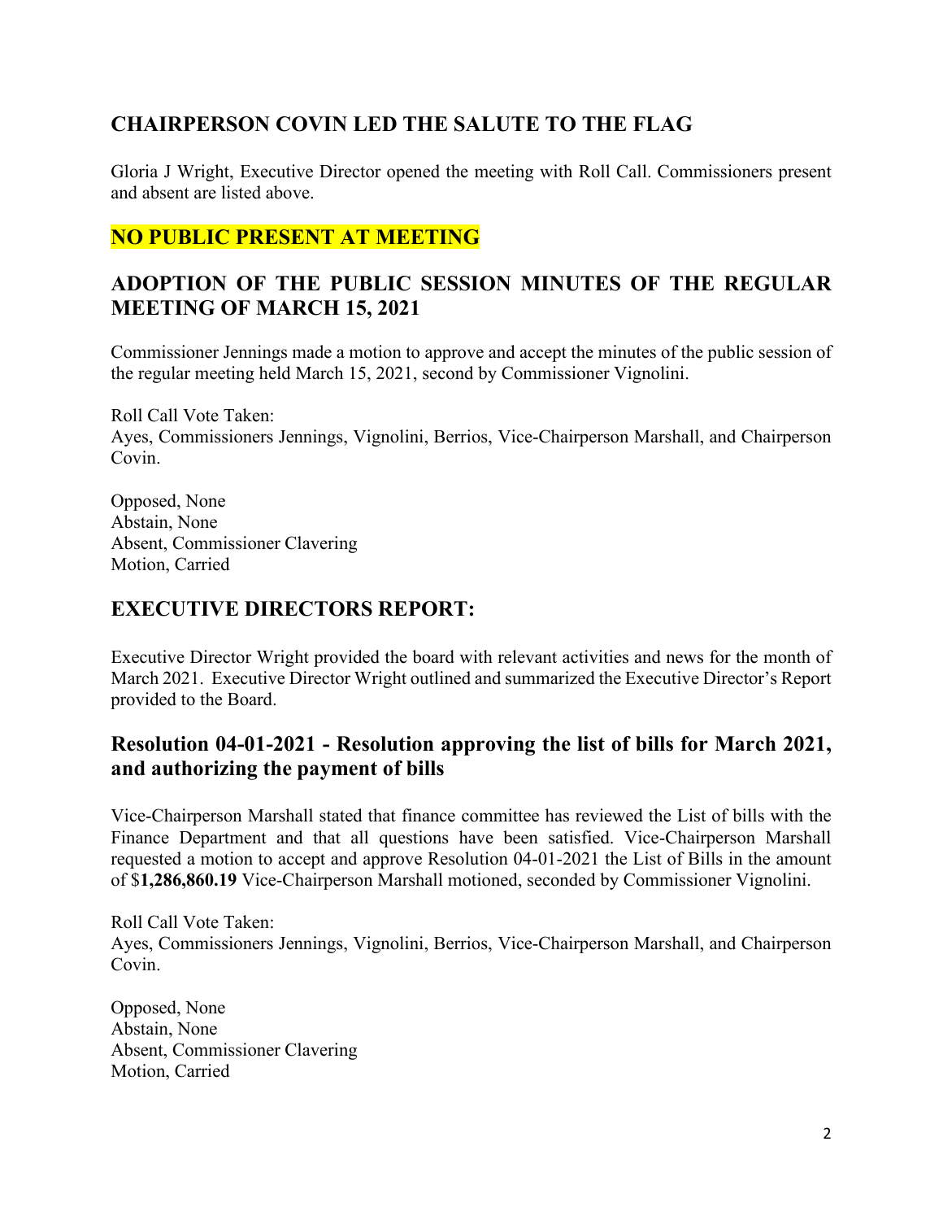## CHAIRPERSON COVIN LED THE SALUTE TO THE FLAG

Gloria J Wright, Executive Director opened the meeting with Roll Call. Commissioners present and absent are listed above.

## NO PUBLIC PRESENT AT MEETING

## ADOPTION OF THE PUBLIC SESSION MINUTES OF THE REGULAR MEETING OF MARCH 15, 2021

Commissioner Jennings made a motion to approve and accept the minutes of the public session of the regular meeting held March 15, 2021, second by Commissioner Vignolini.

Roll Call Vote Taken:
Ayes, Commissioners Jennings, Vignolini, Berrios, Vice-Chairperson Marshall, and Chairperson Covin.

Opposed, None
Abstain, None
Absent, Commissioner Clavering
Motion, Carried

## EXECUTIVE DIRECTORS REPORT:

Executive Director Wright provided the board with relevant activities and news for the month of March 2021. Executive Director Wright outlined and summarized the Executive Director's Report provided to the Board.

## Resolution 04-01-2021 - Resolution approving the list of bills for March 2021, and authorizing the payment of bills

Vice-Chairperson Marshall stated that finance committee has reviewed the List of bills with the Finance Department and that all questions have been satisfied. Vice-Chairperson Marshall requested a motion to accept and approve Resolution 04-01-2021 the List of Bills in the amount of $**1,286,860.19** Vice-Chairperson Marshall motioned, seconded by Commissioner Vignolini.

Roll Call Vote Taken:
Ayes, Commissioners Jennings, Vignolini, Berrios, Vice-Chairperson Marshall, and Chairperson Covin.

Opposed, None
Abstain, None
Absent, Commissioner Clavering
Motion, Carried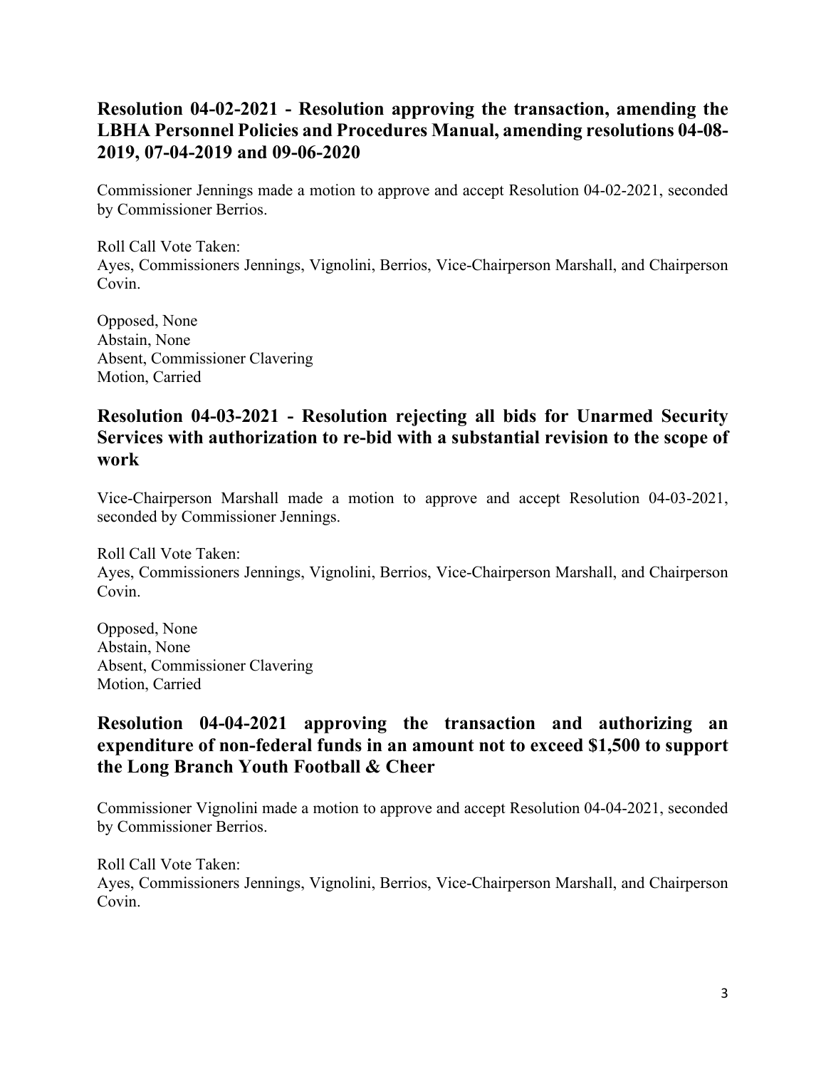## Resolution 04-02-2021 - Resolution approving the transaction, amending the LBHA Personnel Policies and Procedures Manual, amending resolutions 04-08-2019, 07-04-2019 and 09-06-2020

Commissioner Jennings made a motion to approve and accept Resolution 04-02-2021, seconded by Commissioner Berrios.

Roll Call Vote Taken:
Ayes, Commissioners Jennings, Vignolini, Berrios, Vice-Chairperson Marshall, and Chairperson Covin.

Opposed, None
Abstain, None
Absent, Commissioner Clavering
Motion, Carried

## Resolution 04-03-2021 - Resolution rejecting all bids for Unarmed Security Services with authorization to re-bid with a substantial revision to the scope of work

Vice-Chairperson Marshall made a motion to approve and accept Resolution 04-03-2021, seconded by Commissioner Jennings.

Roll Call Vote Taken:
Ayes, Commissioners Jennings, Vignolini, Berrios, Vice-Chairperson Marshall, and Chairperson Covin.

Opposed, None
Abstain, None
Absent, Commissioner Clavering
Motion, Carried

## Resolution 04-04-2021 approving the transaction and authorizing an expenditure of non-federal funds in an amount not to exceed $1,500 to support the Long Branch Youth Football & Cheer

Commissioner Vignolini made a motion to approve and accept Resolution 04-04-2021, seconded by Commissioner Berrios.

Roll Call Vote Taken:
Ayes, Commissioners Jennings, Vignolini, Berrios, Vice-Chairperson Marshall, and Chairperson Covin.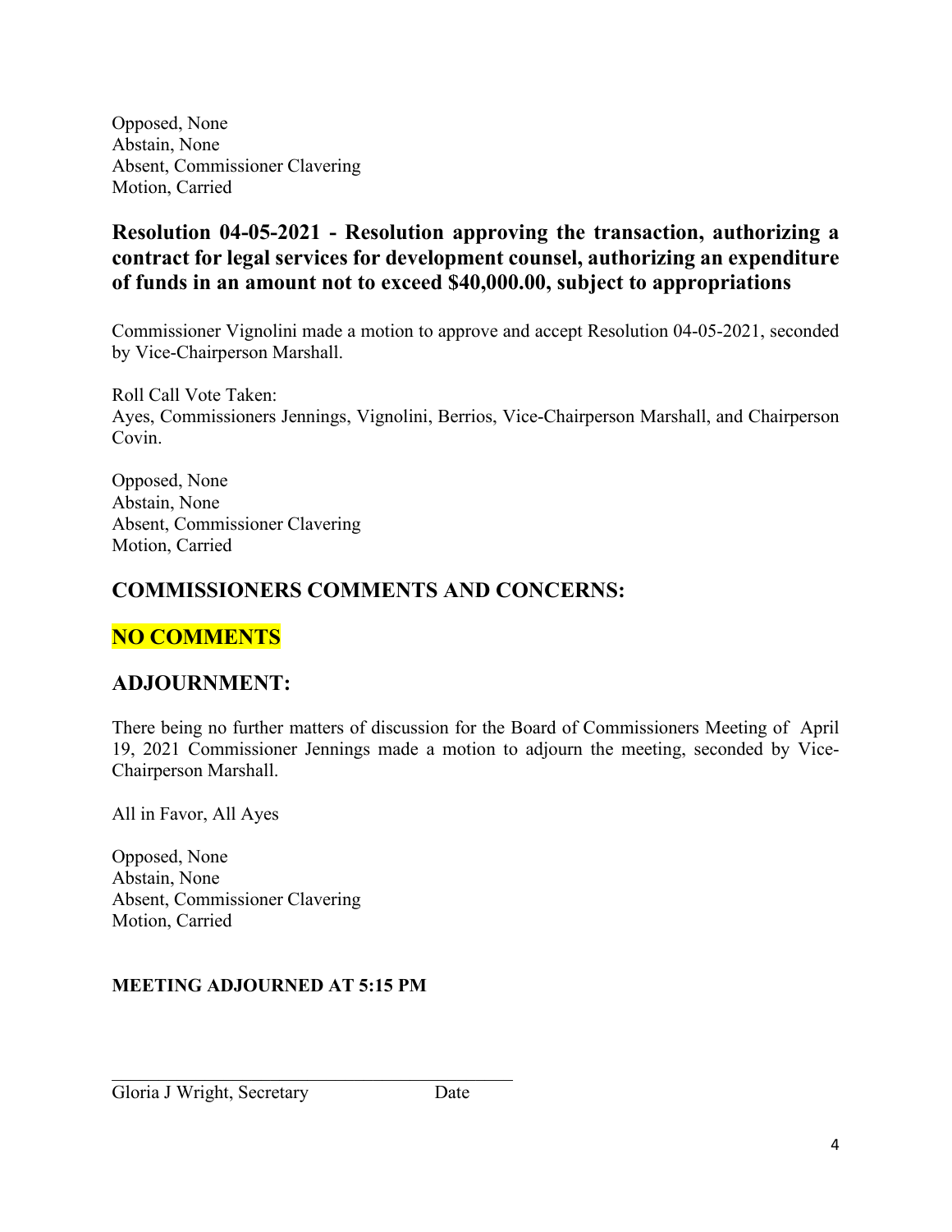Opposed, None
Abstain, None
Absent, Commissioner Clavering
Motion, Carried

### Resolution 04-05-2021 - Resolution approving the transaction, authorizing a contract for legal services for development counsel, authorizing an expenditure of funds in an amount not to exceed $40,000.00, subject to appropriations

Commissioner Vignolini made a motion to approve and accept Resolution 04-05-2021, seconded by Vice-Chairperson Marshall.

Roll Call Vote Taken:
Ayes, Commissioners Jennings, Vignolini, Berrios, Vice-Chairperson Marshall, and Chairperson Covin.

Opposed, None
Abstain, None
Absent, Commissioner Clavering
Motion, Carried

## COMMISSIONERS COMMENTS AND CONCERNS:

## NO COMMENTS

## ADJOURNMENT:

There being no further matters of discussion for the Board of Commissioners Meeting of April 19, 2021 Commissioner Jennings made a motion to adjourn the meeting, seconded by Vice-Chairperson Marshall.

All in Favor, All Ayes

Opposed, None
Abstain, None
Absent, Commissioner Clavering
Motion, Carried

**MEETING ADJOURNED AT 5:15 PM**

\_\_\_\_\_\_\_\_\_\_\_\_\_\_\_\_\_\_\_\_\_\_\_\_\_\_\_\_\_\_\_\_\_\_\_\_\_\_\_\_\_\_\_\_
Gloria J Wright, Secretary Date